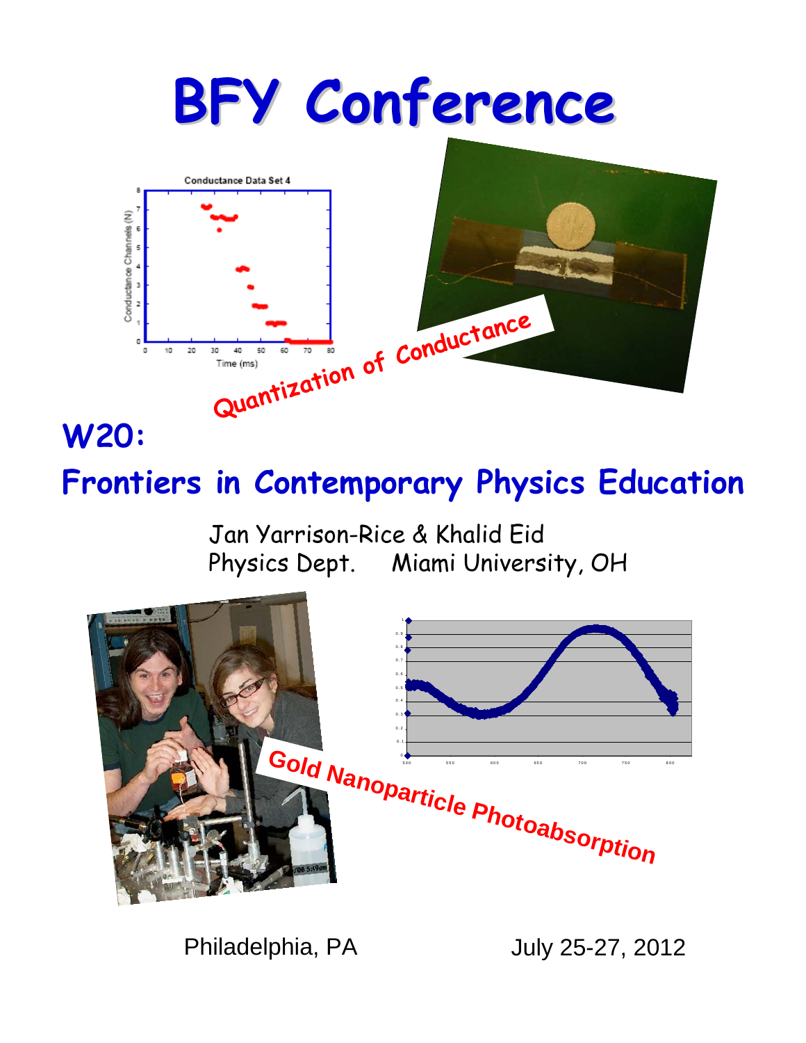# BFY Conference

Quantization of Conductance

## W20:

## Frontiers in Contemporary Physics Education

Jan Yarrison-Rice & Khalid Eid
Physics Dept. Miami University, OH

Gold Nanoparticle Photoabsorption

Philadelphia, PA July 25-27, 2012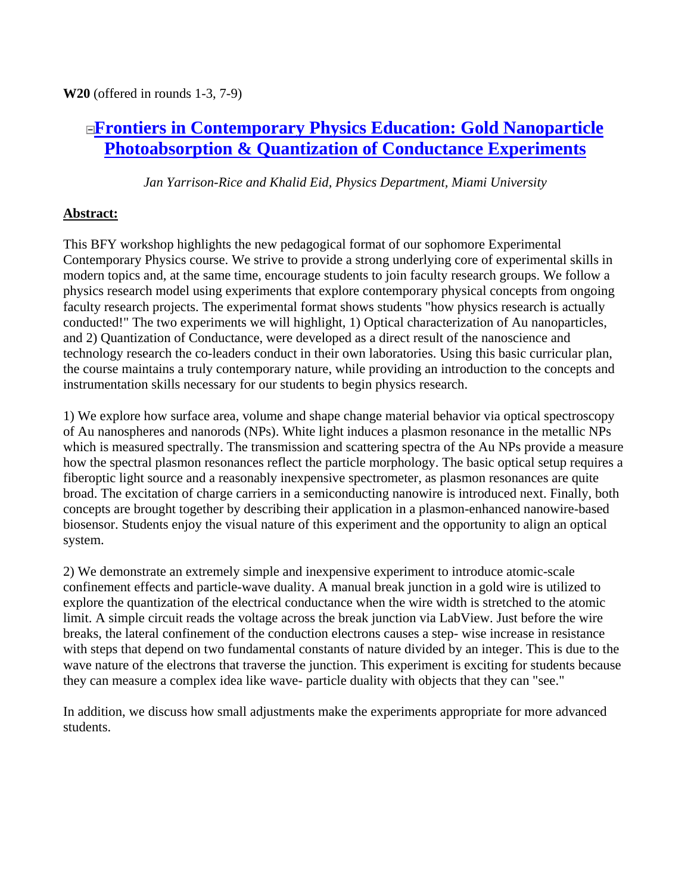**W20** (offered in rounds 1-3, 7-9)

## Frontiers in Contemporary Physics Education: Gold Nanoparticle Photoabsorption & Quantization of Conductance Experiments

*Jan Yarrison-Rice and Khalid Eid, Physics Department, Miami University*

**Abstract:**

This BFY workshop highlights the new pedagogical format of our sophomore Experimental Contemporary Physics course. We strive to provide a strong underlying core of experimental skills in modern topics and, at the same time, encourage students to join faculty research groups. We follow a physics research model using experiments that explore contemporary physical concepts from ongoing faculty research projects. The experimental format shows students "how physics research is actually conducted!" The two experiments we will highlight, 1) Optical characterization of Au nanoparticles, and 2) Quantization of Conductance, were developed as a direct result of the nanoscience and technology research the co-leaders conduct in their own laboratories. Using this basic curricular plan, the course maintains a truly contemporary nature, while providing an introduction to the concepts and instrumentation skills necessary for our students to begin physics research.

1) We explore how surface area, volume and shape change material behavior via optical spectroscopy of Au nanospheres and nanorods (NPs). White light induces a plasmon resonance in the metallic NPs which is measured spectrally. The transmission and scattering spectra of the Au NPs provide a measure how the spectral plasmon resonances reflect the particle morphology. The basic optical setup requires a fiberoptic light source and a reasonably inexpensive spectrometer, as plasmon resonances are quite broad. The excitation of charge carriers in a semiconducting nanowire is introduced next. Finally, both concepts are brought together by describing their application in a plasmon-enhanced nanowire-based biosensor. Students enjoy the visual nature of this experiment and the opportunity to align an optical system.

2) We demonstrate an extremely simple and inexpensive experiment to introduce atomic-scale confinement effects and particle-wave duality. A manual break junction in a gold wire is utilized to explore the quantization of the electrical conductance when the wire width is stretched to the atomic limit. A simple circuit reads the voltage across the break junction via LabView. Just before the wire breaks, the lateral confinement of the conduction electrons causes a step- wise increase in resistance with steps that depend on two fundamental constants of nature divided by an integer. This is due to the wave nature of the electrons that traverse the junction. This experiment is exciting for students because they can measure a complex idea like wave- particle duality with objects that they can "see."

In addition, we discuss how small adjustments make the experiments appropriate for more advanced students.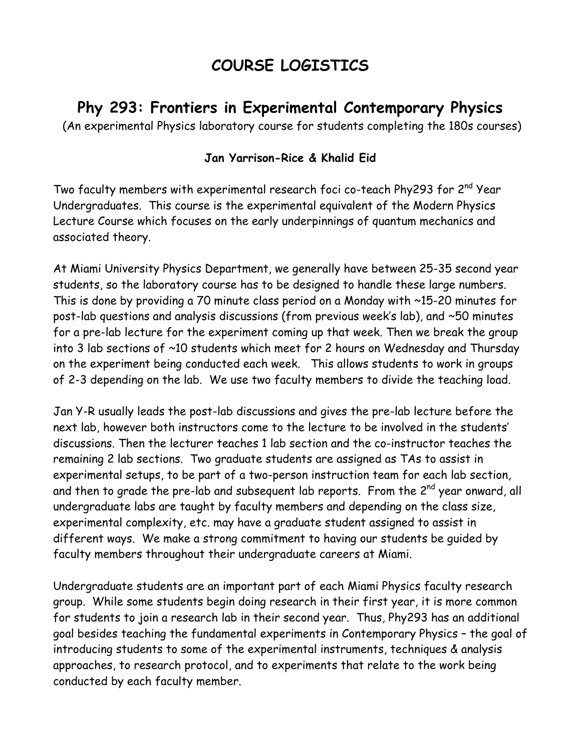# COURSE LOGISTICS

## Phy 293: Frontiers in Experimental Contemporary Physics

(An experimental Physics laboratory course for students completing the 180s courses)

**Jan Yarrison-Rice & Khalid Eid**

Two faculty members with experimental research foci co-teach Phy293 for 2nd Year Undergraduates. This course is the experimental equivalent of the Modern Physics Lecture Course which focuses on the early underpinnings of quantum mechanics and associated theory.

At Miami University Physics Department, we generally have between 25-35 second year students, so the laboratory course has to be designed to handle these large numbers. This is done by providing a 70 minute class period on a Monday with ~15-20 minutes for post-lab questions and analysis discussions (from previous week's lab), and ~50 minutes for a pre-lab lecture for the experiment coming up that week. Then we break the group into 3 lab sections of ~10 students which meet for 2 hours on Wednesday and Thursday on the experiment being conducted each week. This allows students to work in groups of 2-3 depending on the lab. We use two faculty members to divide the teaching load.

Jan Y-R usually leads the post-lab discussions and gives the pre-lab lecture before the next lab, however both instructors come to the lecture to be involved in the students' discussions. Then the lecturer teaches 1 lab section and the co-instructor teaches the remaining 2 lab sections. Two graduate students are assigned as TAs to assist in experimental setups, to be part of a two-person instruction team for each lab section, and then to grade the pre-lab and subsequent lab reports. From the 2nd year onward, all undergraduate labs are taught by faculty members and depending on the class size, experimental complexity, etc. may have a graduate student assigned to assist in different ways. We make a strong commitment to having our students be guided by faculty members throughout their undergraduate careers at Miami.

Undergraduate students are an important part of each Miami Physics faculty research group. While some students begin doing research in their first year, it is more common for students to join a research lab in their second year. Thus, Phy293 has an additional goal besides teaching the fundamental experiments in Contemporary Physics – the goal of introducing students to some of the experimental instruments, techniques & analysis approaches, to research protocol, and to experiments that relate to the work being conducted by each faculty member.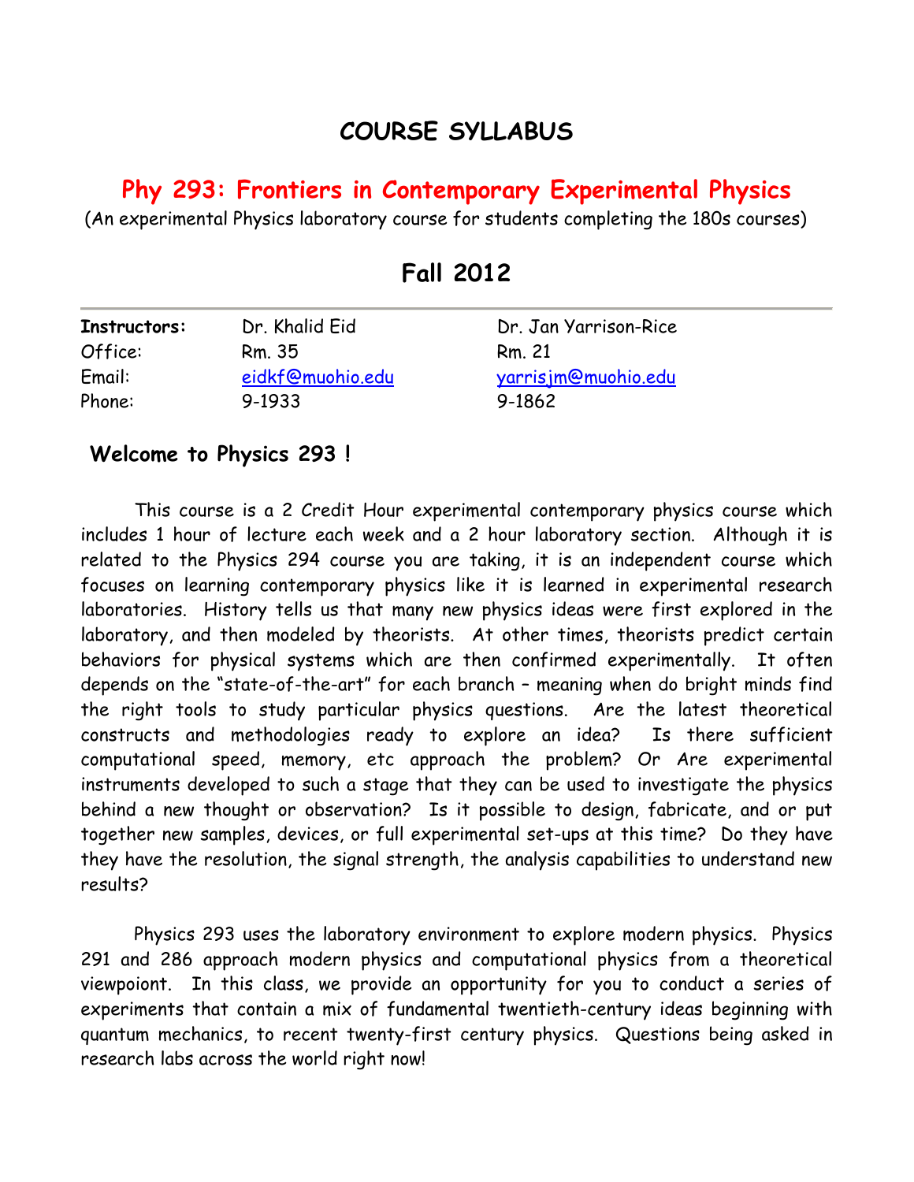# COURSE SYLLABUS

## Phy 293: Frontiers in Contemporary Experimental Physics

(An experimental Physics laboratory course for students completing the 180s courses)

## Fall 2012

| **Instructors:** | Dr. Khalid Eid | Dr. Jan Yarrison-Rice |
|---|---|---|
| Office: | Rm. 35 | Rm. 21 |
| Email: | eidkf@muohio.edu | yarrisjm@muohio.edu |
| Phone: | 9-1933 | 9-1862 |

### Welcome to Physics 293 !

This course is a 2 Credit Hour experimental contemporary physics course which includes 1 hour of lecture each week and a 2 hour laboratory section. Although it is related to the Physics 294 course you are taking, it is an independent course which focuses on learning contemporary physics like it is learned in experimental research laboratories. History tells us that many new physics ideas were first explored in the laboratory, and then modeled by theorists. At other times, theorists predict certain behaviors for physical systems which are then confirmed experimentally. It often depends on the "state-of-the-art" for each branch – meaning when do bright minds find the right tools to study particular physics questions. Are the latest theoretical constructs and methodologies ready to explore an idea? Is there sufficient computational speed, memory, etc approach the problem? Or Are experimental instruments developed to such a stage that they can be used to investigate the physics behind a new thought or observation? Is it possible to design, fabricate, and or put together new samples, devices, or full experimental set-ups at this time? Do they have they have the resolution, the signal strength, the analysis capabilities to understand new results?

Physics 293 uses the laboratory environment to explore modern physics. Physics 291 and 286 approach modern physics and computational physics from a theoretical viewpoint. In this class, we provide an opportunity for you to conduct a series of experiments that contain a mix of fundamental twentieth-century ideas beginning with quantum mechanics, to recent twenty-first century physics. Questions being asked in research labs across the world right now!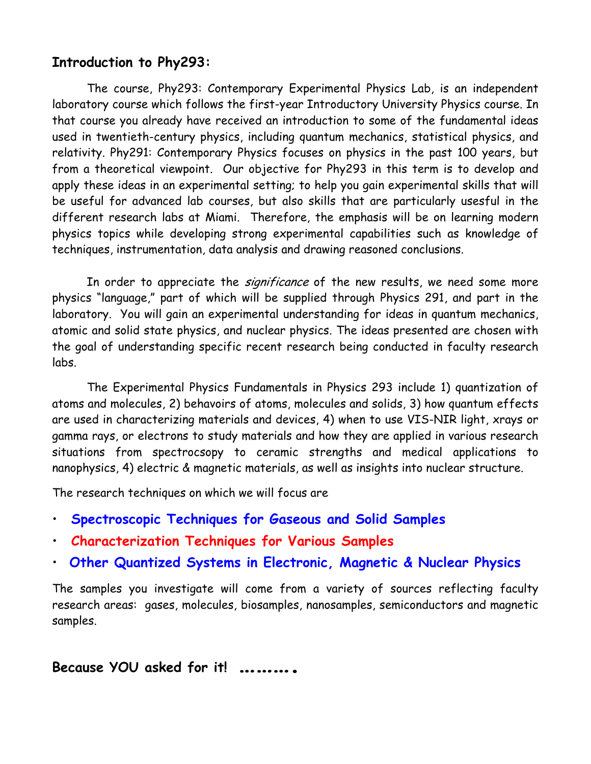## Introduction to Phy293:

The course, Phy293: Contemporary Experimental Physics Lab, is an independent laboratory course which follows the first-year Introductory University Physics course. In that course you already have received an introduction to some of the fundamental ideas used in twentieth-century physics, including quantum mechanics, statistical physics, and relativity. Phy291: Contemporary Physics focuses on physics in the past 100 years, but from a theoretical viewpoint. Our objective for Phy293 in this term is to develop and apply these ideas in an experimental setting; to help you gain experimental skills that will be useful for advanced lab courses, but also skills that are particularly usesful in the different research labs at Miami. Therefore, the emphasis will be on learning modern physics topics while developing strong experimental capabilities such as knowledge of techniques, instrumentation, data analysis and drawing reasoned conclusions.

In order to appreciate the *significance* of the new results, we need some more physics "language," part of which will be supplied through Physics 291, and part in the laboratory. You will gain an experimental understanding for ideas in quantum mechanics, atomic and solid state physics, and nuclear physics. The ideas presented are chosen with the goal of understanding specific recent research being conducted in faculty research labs.

The Experimental Physics Fundamentals in Physics 293 include 1) quantization of atoms and molecules, 2) behavoirs of atoms, molecules and solids, 3) how quantum effects are used in characterizing materials and devices, 4) when to use VIS-NIR light, xrays or gamma rays, or electrons to study materials and how they are applied in various research situations from spectrocsopy to ceramic strengths and medical applications to nanophysics, 4) electric & magnetic materials, as well as insights into nuclear structure.

The research techniques on which we will focus are

- **Spectroscopic Techniques for Gaseous and Solid Samples**
- **Characterization Techniques for Various Samples**
- **Other Quantized Systems in Electronic, Magnetic & Nuclear Physics**

The samples you investigate will come from a variety of sources reflecting faculty research areas: gases, molecules, biosamples, nanosamples, semiconductors and magnetic samples.

**Because YOU asked for it! ..........**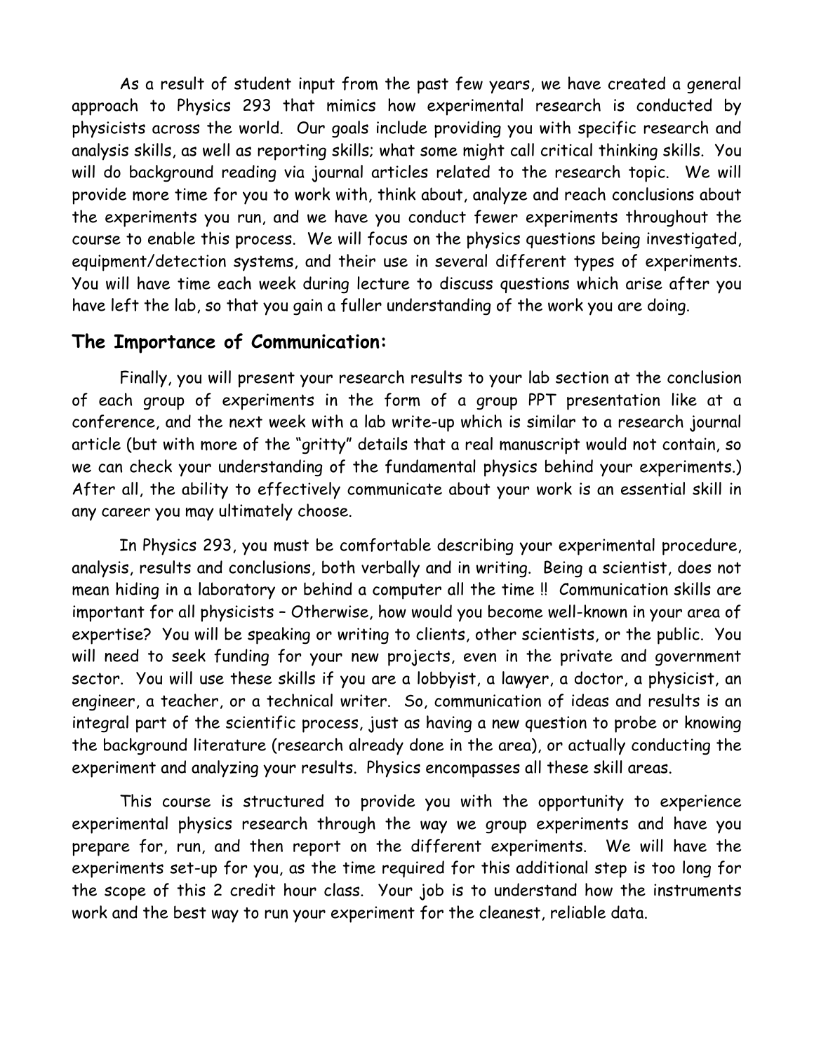As a result of student input from the past few years, we have created a general approach to Physics 293 that mimics how experimental research is conducted by physicists across the world. Our goals include providing you with specific research and analysis skills, as well as reporting skills; what some might call critical thinking skills. You will do background reading via journal articles related to the research topic. We will provide more time for you to work with, think about, analyze and reach conclusions about the experiments you run, and we have you conduct fewer experiments throughout the course to enable this process. We will focus on the physics questions being investigated, equipment/detection systems, and their use in several different types of experiments. You will have time each week during lecture to discuss questions which arise after you have left the lab, so that you gain a fuller understanding of the work you are doing.

## The Importance of Communication:

Finally, you will present your research results to your lab section at the conclusion of each group of experiments in the form of a group PPT presentation like at a conference, and the next week with a lab write-up which is similar to a research journal article (but with more of the "gritty" details that a real manuscript would not contain, so we can check your understanding of the fundamental physics behind your experiments.) After all, the ability to effectively communicate about your work is an essential skill in any career you may ultimately choose.

In Physics 293, you must be comfortable describing your experimental procedure, analysis, results and conclusions, both verbally and in writing. Being a scientist, does not mean hiding in a laboratory or behind a computer all the time !! Communication skills are important for all physicists – Otherwise, how would you become well-known in your area of expertise? You will be speaking or writing to clients, other scientists, or the public. You will need to seek funding for your new projects, even in the private and government sector. You will use these skills if you are a lobbyist, a lawyer, a doctor, a physicist, an engineer, a teacher, or a technical writer. So, communication of ideas and results is an integral part of the scientific process, just as having a new question to probe or knowing the background literature (research already done in the area), or actually conducting the experiment and analyzing your results. Physics encompasses all these skill areas.

This course is structured to provide you with the opportunity to experience experimental physics research through the way we group experiments and have you prepare for, run, and then report on the different experiments. We will have the experiments set-up for you, as the time required for this additional step is too long for the scope of this 2 credit hour class. Your job is to understand how the instruments work and the best way to run your experiment for the cleanest, reliable data.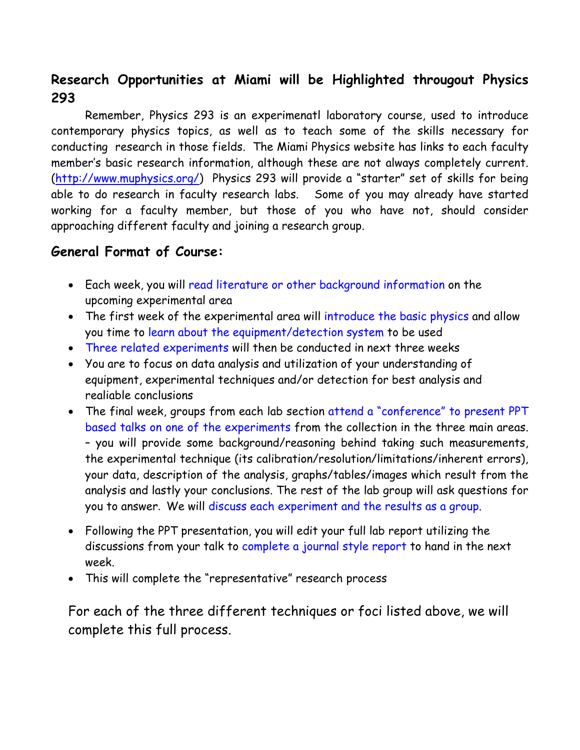## Research Opportunities at Miami will be Highlighted througout Physics 293

Remember, Physics 293 is an experimenatl laboratory course, used to introduce contemporary physics topics, as well as to teach some of the skills necessary for conducting research in those fields. The Miami Physics website has links to each faculty member's basic research information, although these are not always completely current. (http://www.muphysics.org/) Physics 293 will provide a "starter" set of skills for being able to do research in faculty research labs. Some of you may already have started working for a faculty member, but those of you who have not, should consider approaching different faculty and joining a research group.

## General Format of Course:

- Each week, you will read literature or other background information on the upcoming experimental area
- The first week of the experimental area will introduce the basic physics and allow you time to learn about the equipment/detection system to be used
- Three related experiments will then be conducted in next three weeks
- You are to focus on data analysis and utilization of your understanding of equipment, experimental techniques and/or detection for best analysis and realiable conclusions
- The final week, groups from each lab section attend a "conference" to present PPT based talks on one of the experiments from the collection in the three main areas. – you will provide some background/reasoning behind taking such measurements, the experimental technique (its calibration/resolution/limitations/inherent errors), your data, description of the analysis, graphs/tables/images which result from the analysis and lastly your conclusions. The rest of the lab group will ask questions for you to answer. We will discuss each experiment and the results as a group.
- Following the PPT presentation, you will edit your full lab report utilizing the discussions from your talk to complete a journal style report to hand in the next week.
- This will complete the "representative" research process

For each of the three different techniques or foci listed above, we will complete this full process.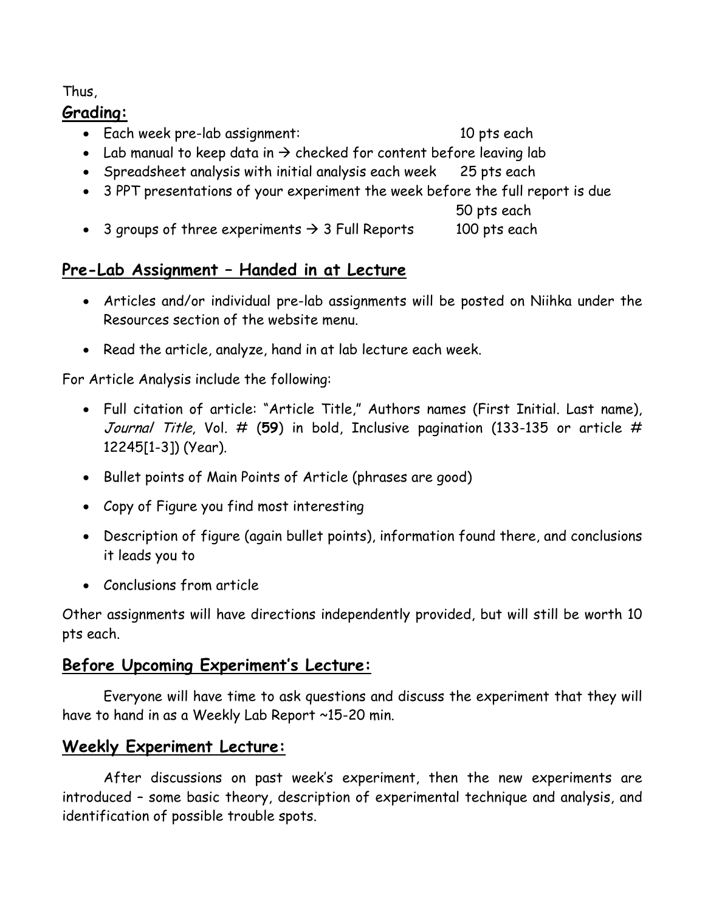Thus,

## Grading:

- Each week pre-lab assignment: 10 pts each
- Lab manual to keep data in → checked for content before leaving lab
- Spreadsheet analysis with initial analysis each week 25 pts each
- 3 PPT presentations of your experiment the week before the full report is due 50 pts each
- 3 groups of three experiments → 3 Full Reports 100 pts each

## Pre-Lab Assignment – Handed in at Lecture

- Articles and/or individual pre-lab assignments will be posted on Niihka under the Resources section of the website menu.
- Read the article, analyze, hand in at lab lecture each week.

For Article Analysis include the following:

- Full citation of article: "Article Title," Authors names (First Initial. Last name), *Journal Title*, Vol. # (**59**) in bold, Inclusive pagination (133-135 or article # 12245[1-3]) (Year).
- Bullet points of Main Points of Article (phrases are good)
- Copy of Figure you find most interesting
- Description of figure (again bullet points), information found there, and conclusions it leads you to
- Conclusions from article

Other assignments will have directions independently provided, but will still be worth 10 pts each.

## Before Upcoming Experiment's Lecture:

Everyone will have time to ask questions and discuss the experiment that they will have to hand in as a Weekly Lab Report ~15-20 min.

## Weekly Experiment Lecture:

After discussions on past week's experiment, then the new experiments are introduced – some basic theory, description of experimental technique and analysis, and identification of possible trouble spots.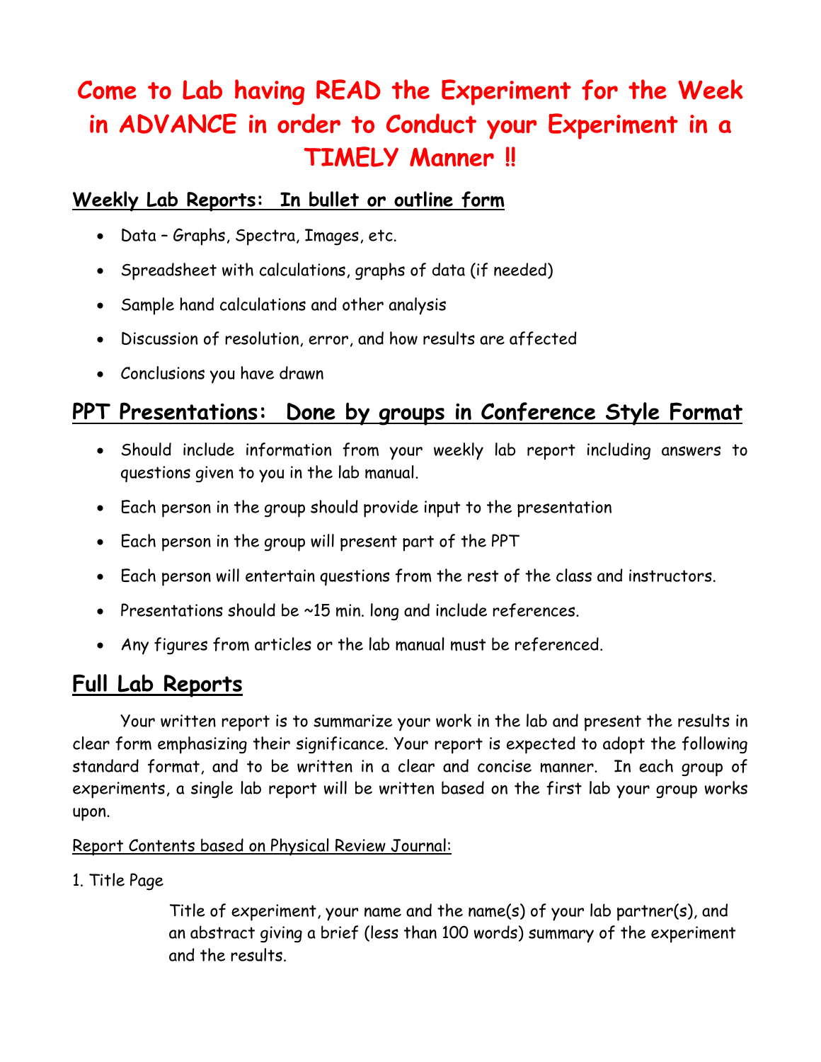# Come to Lab having READ the Experiment for the Week in ADVANCE in order to Conduct your Experiment in a TIMELY Manner ‼

**Weekly Lab Reports: In bullet or outline form**

- Data – Graphs, Spectra, Images, etc.
- Spreadsheet with calculations, graphs of data (if needed)
- Sample hand calculations and other analysis
- Discussion of resolution, error, and how results are affected
- Conclusions you have drawn

## PPT Presentations: Done by groups in Conference Style Format

- Should include information from your weekly lab report including answers to questions given to you in the lab manual.
- Each person in the group should provide input to the presentation
- Each person in the group will present part of the PPT
- Each person will entertain questions from the rest of the class and instructors.
- Presentations should be ~15 min. long and include references.
- Any figures from articles or the lab manual must be referenced.

## Full Lab Reports

Your written report is to summarize your work in the lab and present the results in clear form emphasizing their significance. Your report is expected to adopt the following standard format, and to be written in a clear and concise manner. In each group of experiments, a single lab report will be written based on the first lab your group works upon.

Report Contents based on Physical Review Journal:

1. Title Page

Title of experiment, your name and the name(s) of your lab partner(s), and an abstract giving a brief (less than 100 words) summary of the experiment and the results.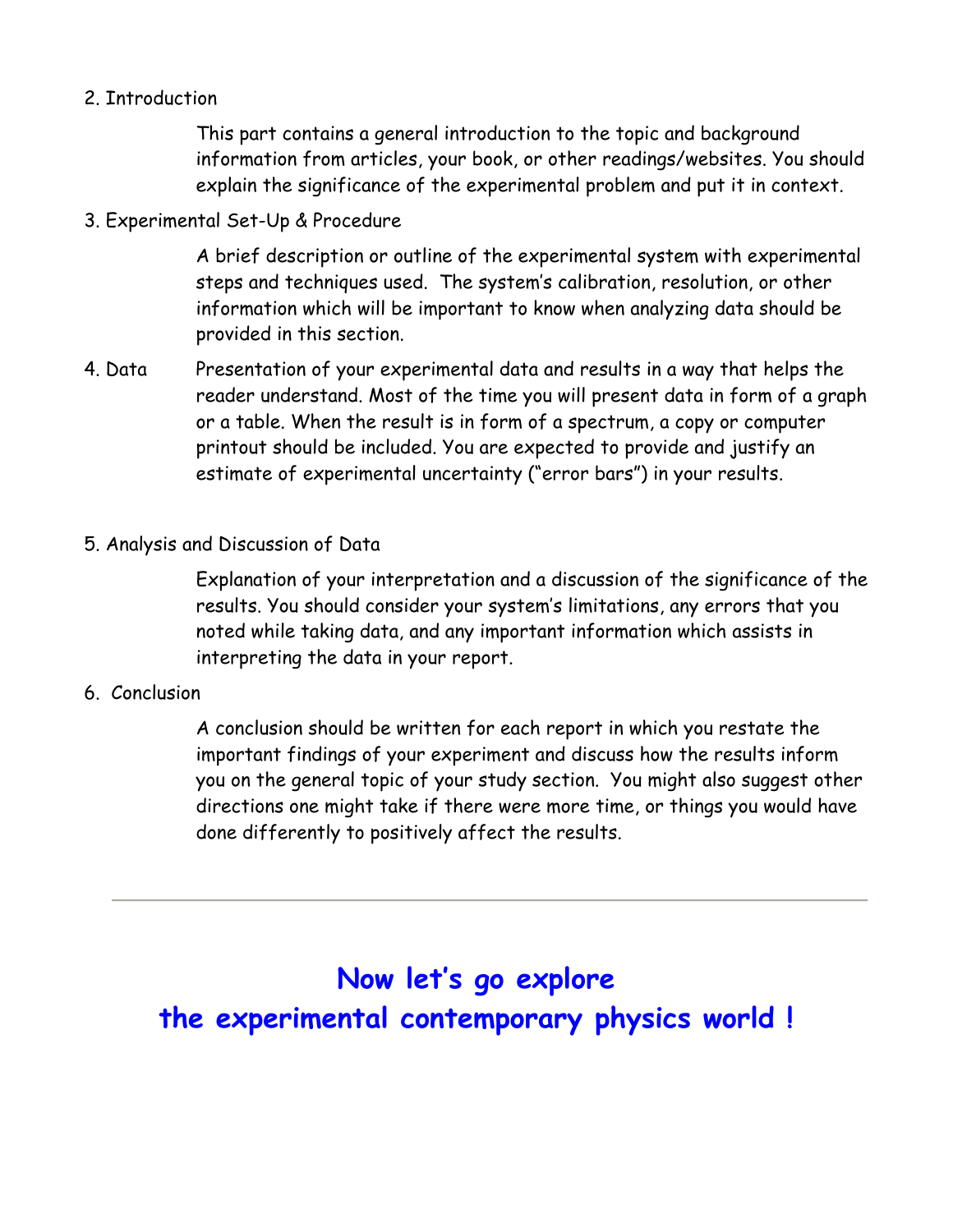2. Introduction

This part contains a general introduction to the topic and background information from articles, your book, or other readings/websites. You should explain the significance of the experimental problem and put it in context.

3. Experimental Set-Up & Procedure

A brief description or outline of the experimental system with experimental steps and techniques used. The system's calibration, resolution, or other information which will be important to know when analyzing data should be provided in this section.

4. Data

Presentation of your experimental data and results in a way that helps the reader understand. Most of the time you will present data in form of a graph or a table. When the result is in form of a spectrum, a copy or computer printout should be included. You are expected to provide and justify an estimate of experimental uncertainty ("error bars") in your results.

5. Analysis and Discussion of Data

Explanation of your interpretation and a discussion of the significance of the results. You should consider your system's limitations, any errors that you noted while taking data, and any important information which assists in interpreting the data in your report.

6. Conclusion

A conclusion should be written for each report in which you restate the important findings of your experiment and discuss how the results inform you on the general topic of your study section. You might also suggest other directions one might take if there were more time, or things you would have done differently to positively affect the results.

---

**Now let's go explore**
**the experimental contemporary physics world !**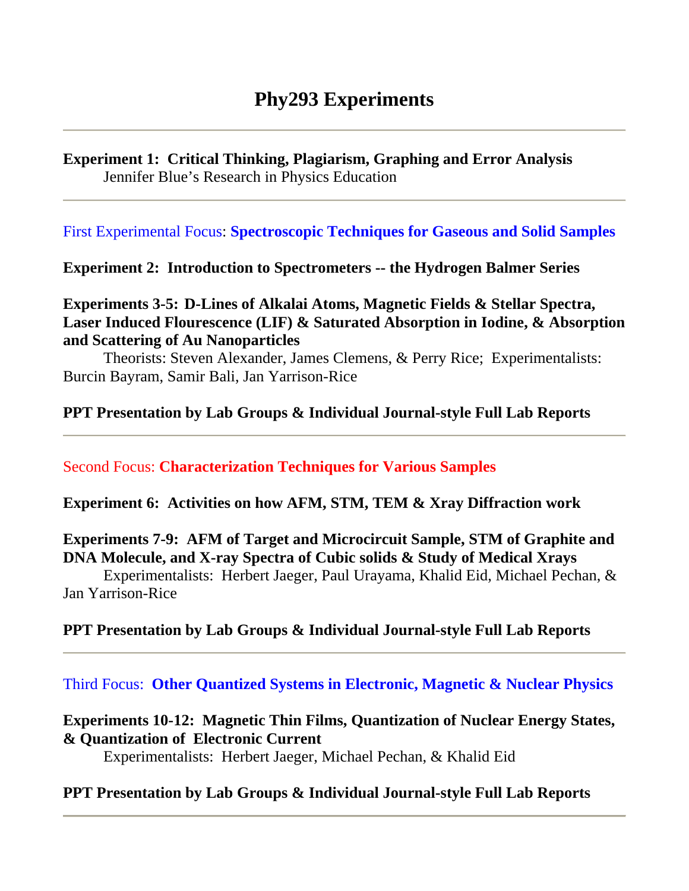# Phy293 Experiments

---

**Experiment 1: Critical Thinking, Plagiarism, Graphing and Error Analysis**
Jennifer Blue's Research in Physics Education

---

First Experimental Focus: **Spectroscopic Techniques for Gaseous and Solid Samples**

**Experiment 2: Introduction to Spectrometers -- the Hydrogen Balmer Series**

**Experiments 3-5: D-Lines of Alkalai Atoms, Magnetic Fields & Stellar Spectra, Laser Induced Flourescence (LIF) & Saturated Absorption in Iodine, & Absorption and Scattering of Au Nanoparticles**
Theorists: Steven Alexander, James Clemens, & Perry Rice; Experimentalists: Burcin Bayram, Samir Bali, Jan Yarrison-Rice

**PPT Presentation by Lab Groups & Individual Journal-style Full Lab Reports**

---

Second Focus: **Characterization Techniques for Various Samples**

**Experiment 6: Activities on how AFM, STM, TEM & Xray Diffraction work**

**Experiments 7-9: AFM of Target and Microcircuit Sample, STM of Graphite and DNA Molecule, and X-ray Spectra of Cubic solids & Study of Medical Xrays**
Experimentalists: Herbert Jaeger, Paul Urayama, Khalid Eid, Michael Pechan, & Jan Yarrison-Rice

**PPT Presentation by Lab Groups & Individual Journal-style Full Lab Reports**

---

Third Focus: **Other Quantized Systems in Electronic, Magnetic & Nuclear Physics**

**Experiments 10-12: Magnetic Thin Films, Quantization of Nuclear Energy States, & Quantization of Electronic Current**
Experimentalists: Herbert Jaeger, Michael Pechan, & Khalid Eid

**PPT Presentation by Lab Groups & Individual Journal-style Full Lab Reports**

---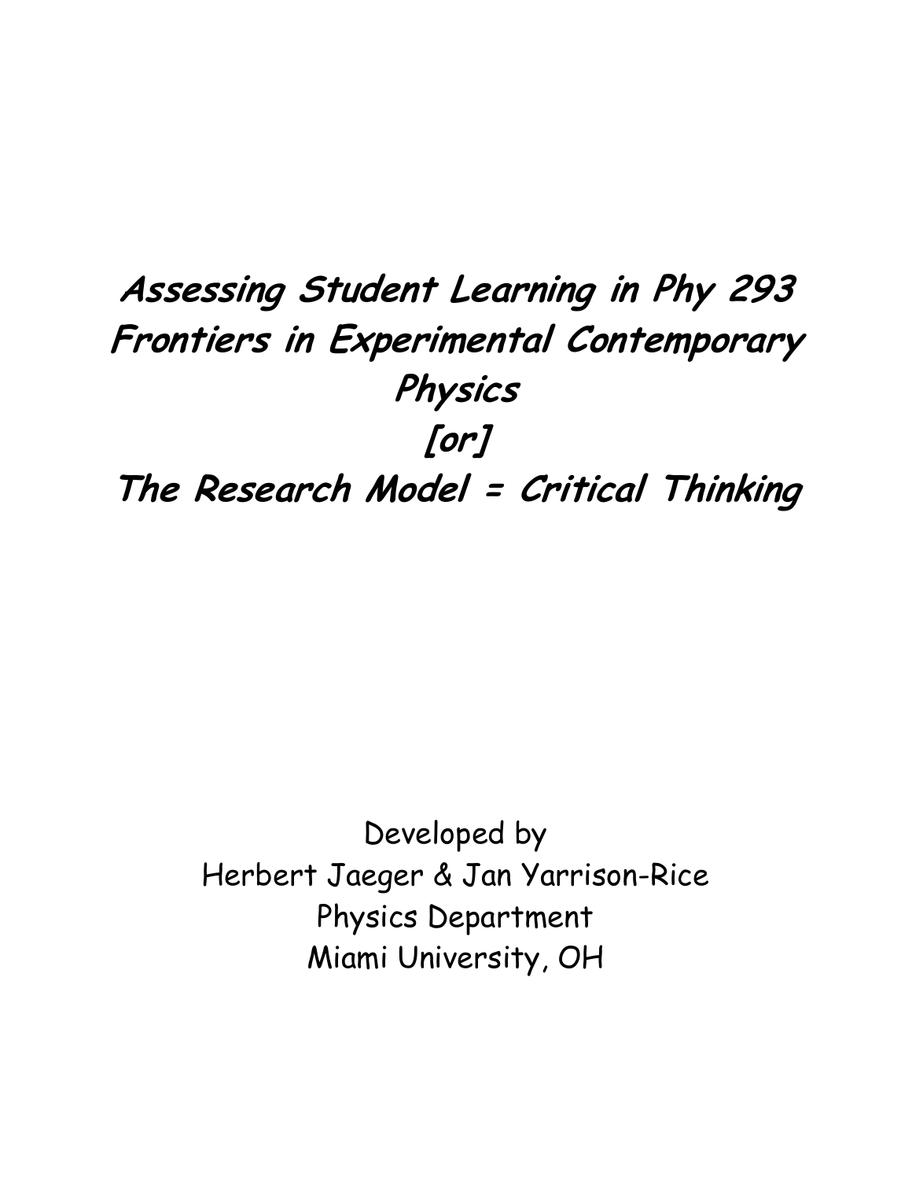# *Assessing Student Learning in Phy 293 Frontiers in Experimental Contemporary Physics [or] The Research Model = Critical Thinking*

Developed by
Herbert Jaeger & Jan Yarrison-Rice
Physics Department
Miami University, OH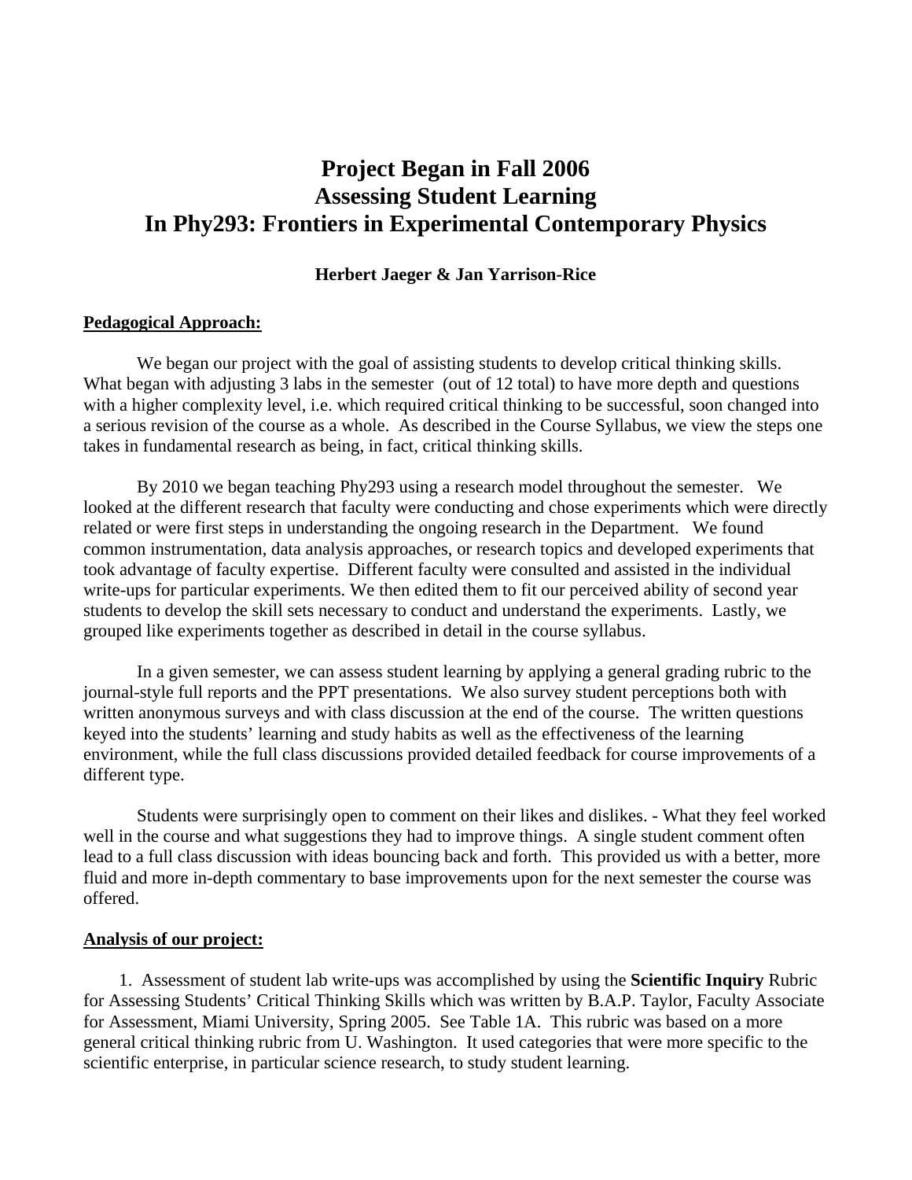# Project Began in Fall 2006
# Assessing Student Learning
# In Phy293: Frontiers in Experimental Contemporary Physics

**Herbert Jaeger & Jan Yarrison-Rice**

**Pedagogical Approach:**

We began our project with the goal of assisting students to develop critical thinking skills. What began with adjusting 3 labs in the semester (out of 12 total) to have more depth and questions with a higher complexity level, i.e. which required critical thinking to be successful, soon changed into a serious revision of the course as a whole. As described in the Course Syllabus, we view the steps one takes in fundamental research as being, in fact, critical thinking skills.

By 2010 we began teaching Phy293 using a research model throughout the semester. We looked at the different research that faculty were conducting and chose experiments which were directly related or were first steps in understanding the ongoing research in the Department. We found common instrumentation, data analysis approaches, or research topics and developed experiments that took advantage of faculty expertise. Different faculty were consulted and assisted in the individual write-ups for particular experiments. We then edited them to fit our perceived ability of second year students to develop the skill sets necessary to conduct and understand the experiments. Lastly, we grouped like experiments together as described in detail in the course syllabus.

In a given semester, we can assess student learning by applying a general grading rubric to the journal-style full reports and the PPT presentations. We also survey student perceptions both with written anonymous surveys and with class discussion at the end of the course. The written questions keyed into the students' learning and study habits as well as the effectiveness of the learning environment, while the full class discussions provided detailed feedback for course improvements of a different type.

Students were surprisingly open to comment on their likes and dislikes. - What they feel worked well in the course and what suggestions they had to improve things. A single student comment often lead to a full class discussion with ideas bouncing back and forth. This provided us with a better, more fluid and more in-depth commentary to base improvements upon for the next semester the course was offered.

**Analysis of our project:**

1. Assessment of student lab write-ups was accomplished by using the **Scientific Inquiry** Rubric for Assessing Students' Critical Thinking Skills which was written by B.A.P. Taylor, Faculty Associate for Assessment, Miami University, Spring 2005. See Table 1A. This rubric was based on a more general critical thinking rubric from U. Washington. It used categories that were more specific to the scientific enterprise, in particular science research, to study student learning.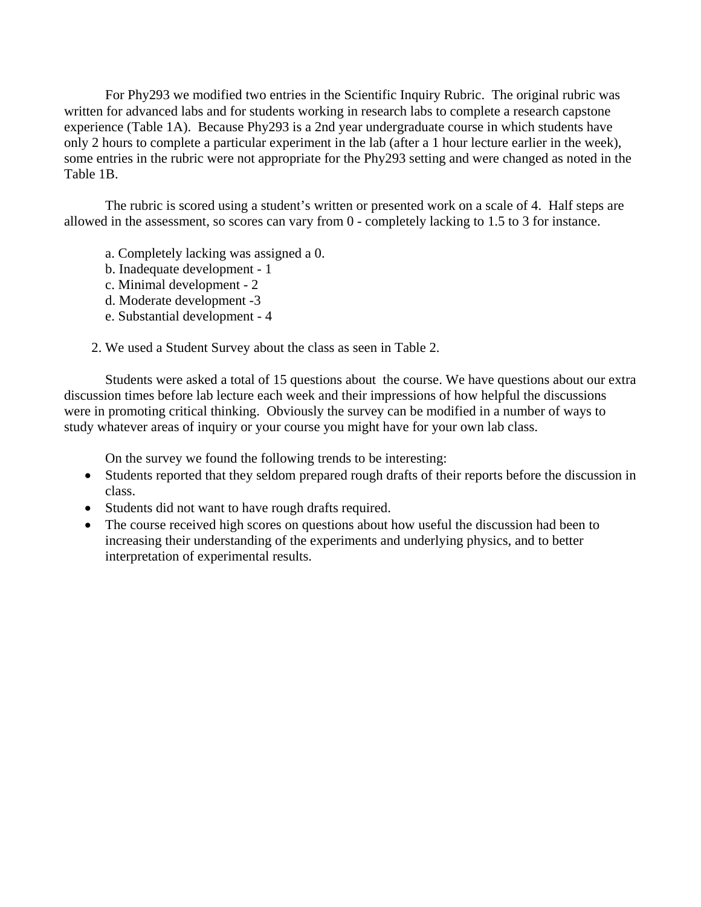For Phy293 we modified two entries in the Scientific Inquiry Rubric. The original rubric was written for advanced labs and for students working in research labs to complete a research capstone experience (Table 1A). Because Phy293 is a 2nd year undergraduate course in which students have only 2 hours to complete a particular experiment in the lab (after a 1 hour lecture earlier in the week), some entries in the rubric were not appropriate for the Phy293 setting and were changed as noted in the Table 1B.

The rubric is scored using a student's written or presented work on a scale of 4. Half steps are allowed in the assessment, so scores can vary from 0 - completely lacking to 1.5 to 3 for instance.

a. Completely lacking was assigned a 0.
b. Inadequate development - 1
c. Minimal development - 2
d. Moderate development -3
e. Substantial development - 4

2. We used a Student Survey about the class as seen in Table 2.

Students were asked a total of 15 questions about the course. We have questions about our extra discussion times before lab lecture each week and their impressions of how helpful the discussions were in promoting critical thinking. Obviously the survey can be modified in a number of ways to study whatever areas of inquiry or your course you might have for your own lab class.

On the survey we found the following trends to be interesting:

- Students reported that they seldom prepared rough drafts of their reports before the discussion in class.
- Students did not want to have rough drafts required.
- The course received high scores on questions about how useful the discussion had been to increasing their understanding of the experiments and underlying physics, and to better interpretation of experimental results.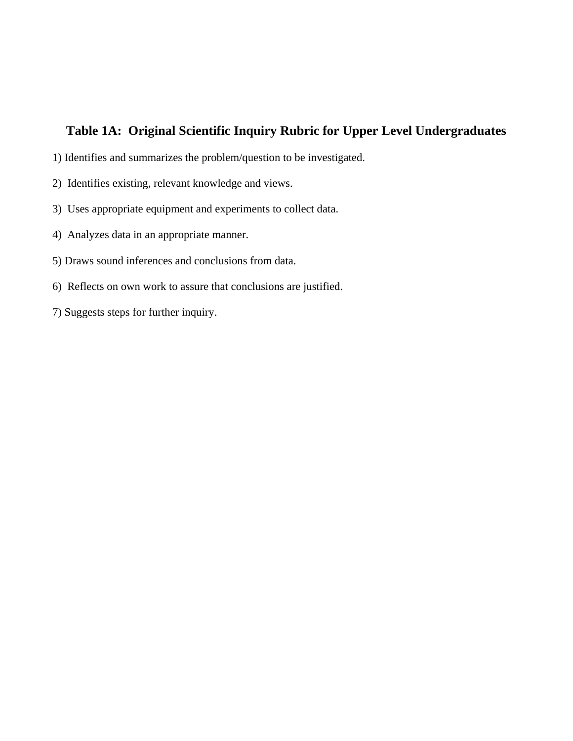## Table 1A: Original Scientific Inquiry Rubric for Upper Level Undergraduates

1) Identifies and summarizes the problem/question to be investigated.

2) Identifies existing, relevant knowledge and views.

3) Uses appropriate equipment and experiments to collect data.

4) Analyzes data in an appropriate manner.

5) Draws sound inferences and conclusions from data.

6) Reflects on own work to assure that conclusions are justified.

7) Suggests steps for further inquiry.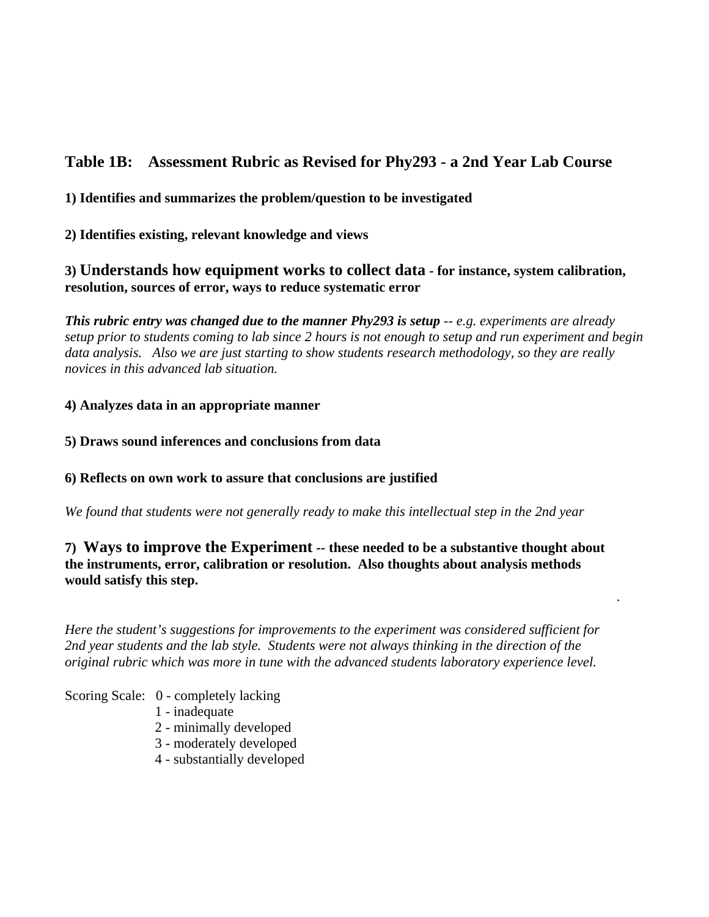## Table 1B: Assessment Rubric as Revised for Phy293 - a 2nd Year Lab Course

**1) Identifies and summarizes the problem/question to be investigated**

**2) Identifies existing, relevant knowledge and views**

**3) Understands how equipment works to collect data - for instance, system calibration, resolution, sources of error, ways to reduce systematic error**

***This rubric entry was changed due to the manner Phy293 is setup*** *-- e.g. experiments are already setup prior to students coming to lab since 2 hours is not enough to setup and run experiment and begin data analysis. Also we are just starting to show students research methodology, so they are really novices in this advanced lab situation.*

**4) Analyzes data in an appropriate manner**

**5) Draws sound inferences and conclusions from data**

**6) Reflects on own work to assure that conclusions are justified**

*We found that students were not generally ready to make this intellectual step in the 2nd year*

**7) Ways to improve the Experiment -- these needed to be a substantive thought about the instruments, error, calibration or resolution. Also thoughts about analysis methods would satisfy this step.**

*Here the student's suggestions for improvements to the experiment was considered sufficient for 2nd year students and the lab style. Students were not always thinking in the direction of the original rubric which was more in tune with the advanced students laboratory experience level.*

Scoring Scale:
- 0 - completely lacking
- 1 - inadequate
- 2 - minimally developed
- 3 - moderately developed
- 4 - substantially developed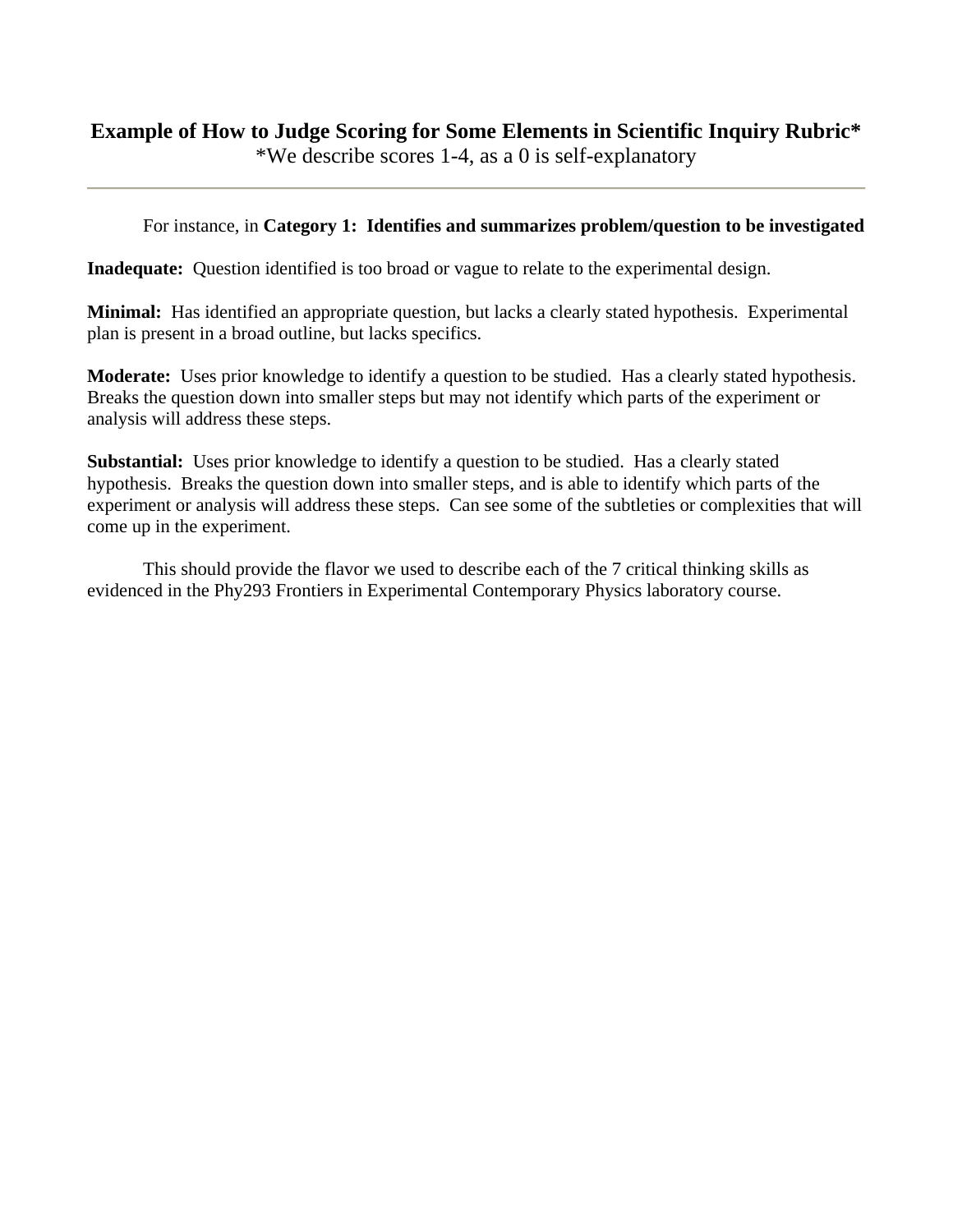## Example of How to Judge Scoring for Some Elements in Scientific Inquiry Rubric*

*We describe scores 1-4, as a 0 is self-explanatory

---

For instance, in **Category 1: Identifies and summarizes problem/question to be investigated**

**Inadequate:** Question identified is too broad or vague to relate to the experimental design.

**Minimal:** Has identified an appropriate question, but lacks a clearly stated hypothesis. Experimental plan is present in a broad outline, but lacks specifics.

**Moderate:** Uses prior knowledge to identify a question to be studied. Has a clearly stated hypothesis. Breaks the question down into smaller steps but may not identify which parts of the experiment or analysis will address these steps.

**Substantial:** Uses prior knowledge to identify a question to be studied. Has a clearly stated hypothesis. Breaks the question down into smaller steps, and is able to identify which parts of the experiment or analysis will address these steps. Can see some of the subtleties or complexities that will come up in the experiment.

This should provide the flavor we used to describe each of the 7 critical thinking skills as evidenced in the Phy293 Frontiers in Experimental Contemporary Physics laboratory course.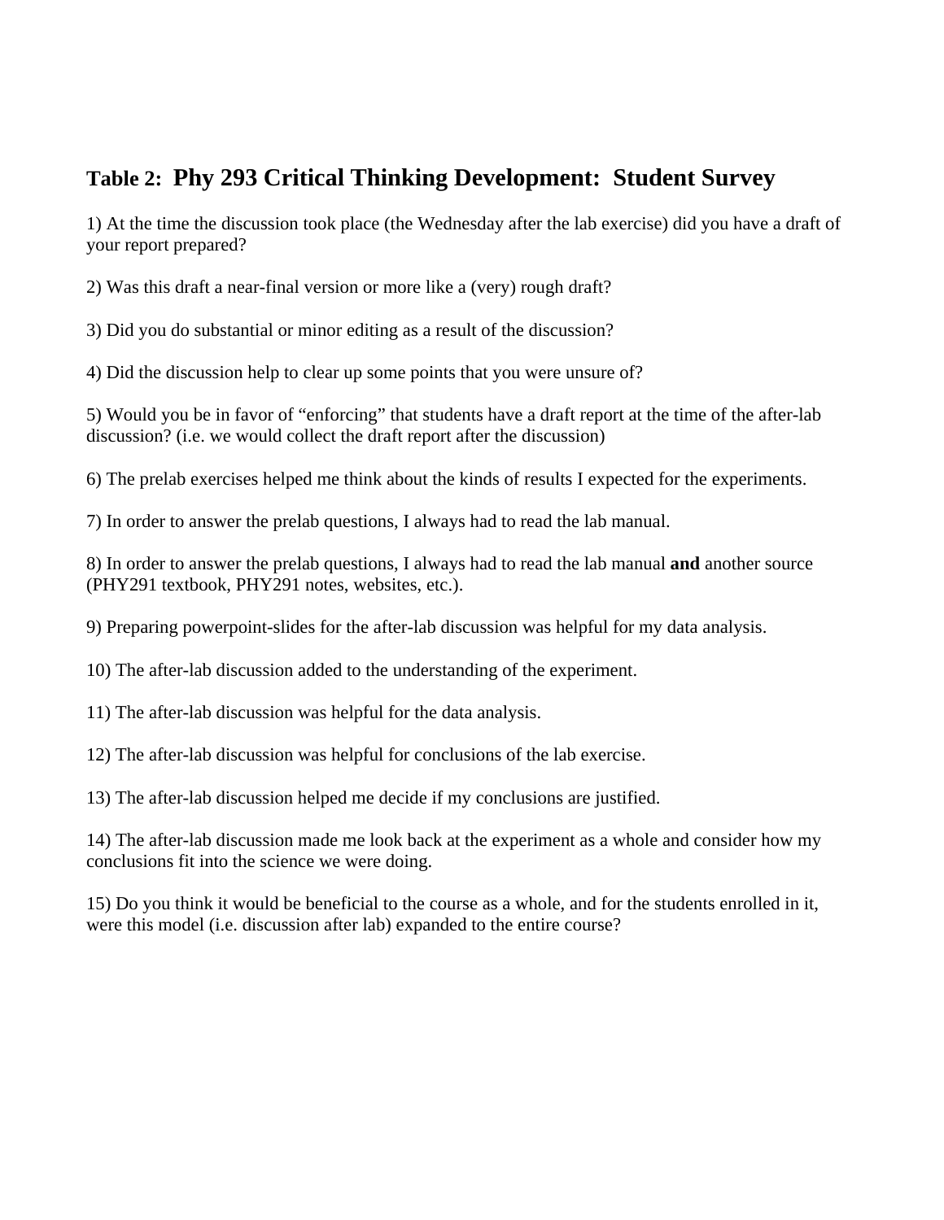## **Table 2:** Phy 293 Critical Thinking Development: Student Survey

1) At the time the discussion took place (the Wednesday after the lab exercise) did you have a draft of your report prepared?

2) Was this draft a near-final version or more like a (very) rough draft?

3) Did you do substantial or minor editing as a result of the discussion?

4) Did the discussion help to clear up some points that you were unsure of?

5) Would you be in favor of "enforcing" that students have a draft report at the time of the after-lab discussion? (i.e. we would collect the draft report after the discussion)

6) The prelab exercises helped me think about the kinds of results I expected for the experiments.

7) In order to answer the prelab questions, I always had to read the lab manual.

8) In order to answer the prelab questions, I always had to read the lab manual **and** another source (PHY291 textbook, PHY291 notes, websites, etc.).

9) Preparing powerpoint-slides for the after-lab discussion was helpful for my data analysis.

10) The after-lab discussion added to the understanding of the experiment.

11) The after-lab discussion was helpful for the data analysis.

12) The after-lab discussion was helpful for conclusions of the lab exercise.

13) The after-lab discussion helped me decide if my conclusions are justified.

14) The after-lab discussion made me look back at the experiment as a whole and consider how my conclusions fit into the science we were doing.

15) Do you think it would be beneficial to the course as a whole, and for the students enrolled in it, were this model (i.e. discussion after lab) expanded to the entire course?